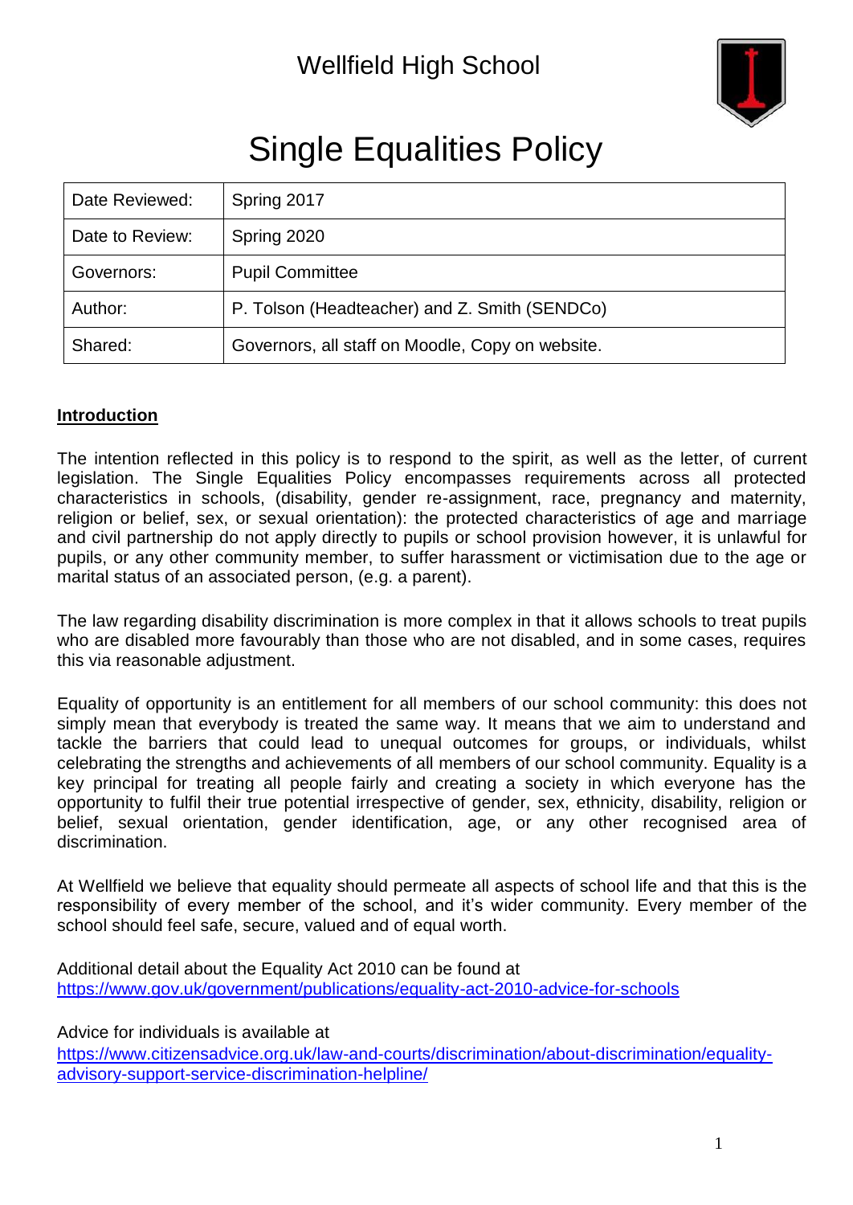# Wellfield High School

# Single Equalities Policy

| Date Reviewed: | Spring 2017 |
|---|---|
| Date to Review: | Spring 2020 |
| Governors: | Pupil Committee |
| Author: | P. Tolson (Headteacher) and Z. Smith (SENDCo) |
| Shared: | Governors, all staff on Moodle, Copy on website. |

## **Introduction**

The intention reflected in this policy is to respond to the spirit, as well as the letter, of current legislation. The Single Equalities Policy encompasses requirements across all protected characteristics in schools, (disability, gender re-assignment, race, pregnancy and maternity, religion or belief, sex, or sexual orientation): the protected characteristics of age and marriage and civil partnership do not apply directly to pupils or school provision however, it is unlawful for pupils, or any other community member, to suffer harassment or victimisation due to the age or marital status of an associated person, (e.g. a parent).

The law regarding disability discrimination is more complex in that it allows schools to treat pupils who are disabled more favourably than those who are not disabled, and in some cases, requires this via reasonable adjustment.

Equality of opportunity is an entitlement for all members of our school community: this does not simply mean that everybody is treated the same way. It means that we aim to understand and tackle the barriers that could lead to unequal outcomes for groups, or individuals, whilst celebrating the strengths and achievements of all members of our school community. Equality is a key principal for treating all people fairly and creating a society in which everyone has the opportunity to fulfil their true potential irrespective of gender, sex, ethnicity, disability, religion or belief, sexual orientation, gender identification, age, or any other recognised area of discrimination.

At Wellfield we believe that equality should permeate all aspects of school life and that this is the responsibility of every member of the school, and it's wider community. Every member of the school should feel safe, secure, valued and of equal worth.

Additional detail about the Equality Act 2010 can be found at
https://www.gov.uk/government/publications/equality-act-2010-advice-for-schools

Advice for individuals is available at
https://www.citizensadvice.org.uk/law-and-courts/discrimination/about-discrimination/equality-advisory-support-service-discrimination-helpline/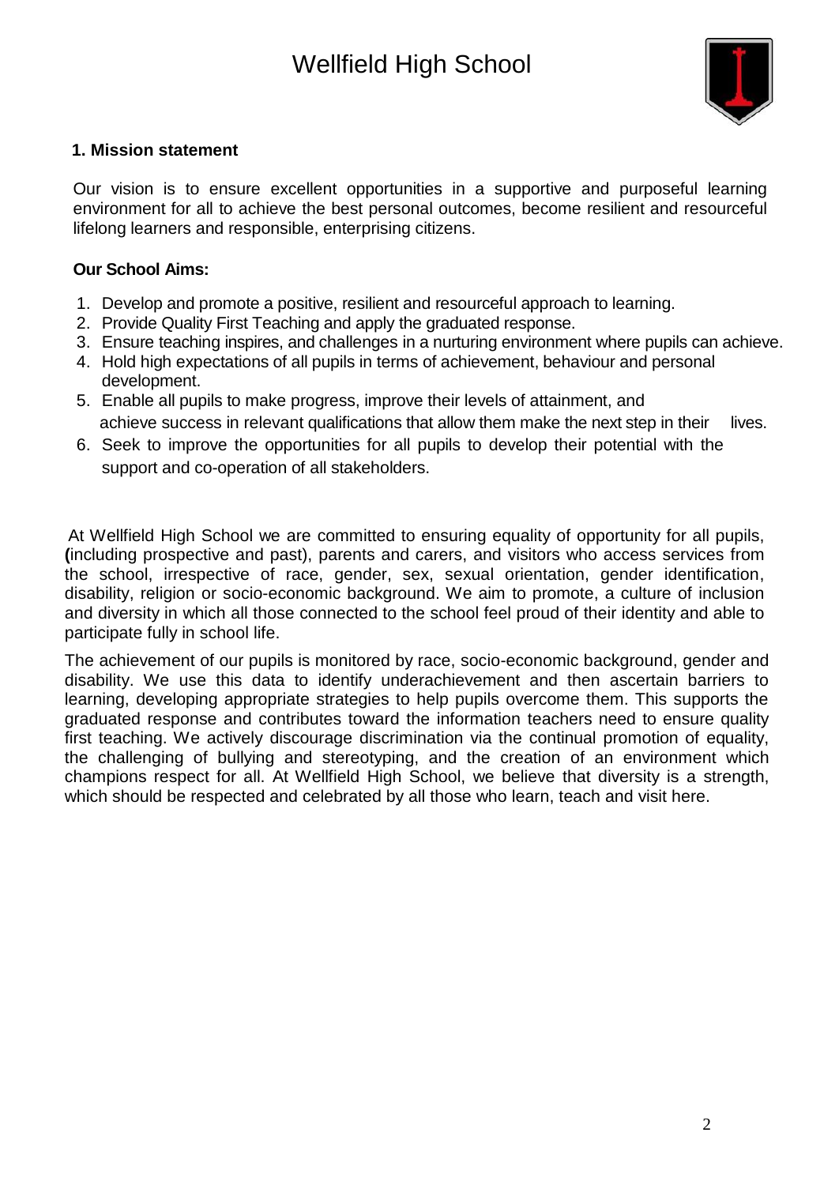# Wellfield High School

## 1. Mission statement

Our vision is to ensure excellent opportunities in a supportive and purposeful learning environment for all to achieve the best personal outcomes, become resilient and resourceful lifelong learners and responsible, enterprising citizens.

**Our School Aims:**

1. Develop and promote a positive, resilient and resourceful approach to learning.
2. Provide Quality First Teaching and apply the graduated response.
3. Ensure teaching inspires, and challenges in a nurturing environment where pupils can achieve.
4. Hold high expectations of all pupils in terms of achievement, behaviour and personal development.
5. Enable all pupils to make progress, improve their levels of attainment, and achieve success in relevant qualifications that allow them make the next step in their lives.
6. Seek to improve the opportunities for all pupils to develop their potential with the support and co-operation of all stakeholders.

At Wellfield High School we are committed to ensuring equality of opportunity for all pupils, **(**including prospective and past), parents and carers, and visitors who access services from the school, irrespective of race, gender, sex, sexual orientation, gender identification, disability, religion or socio-economic background. We aim to promote, a culture of inclusion and diversity in which all those connected to the school feel proud of their identity and able to participate fully in school life.

The achievement of our pupils is monitored by race, socio-economic background, gender and disability. We use this data to identify underachievement and then ascertain barriers to learning, developing appropriate strategies to help pupils overcome them. This supports the graduated response and contributes toward the information teachers need to ensure quality first teaching. We actively discourage discrimination via the continual promotion of equality, the challenging of bullying and stereotyping, and the creation of an environment which champions respect for all. At Wellfield High School, we believe that diversity is a strength, which should be respected and celebrated by all those who learn, teach and visit here.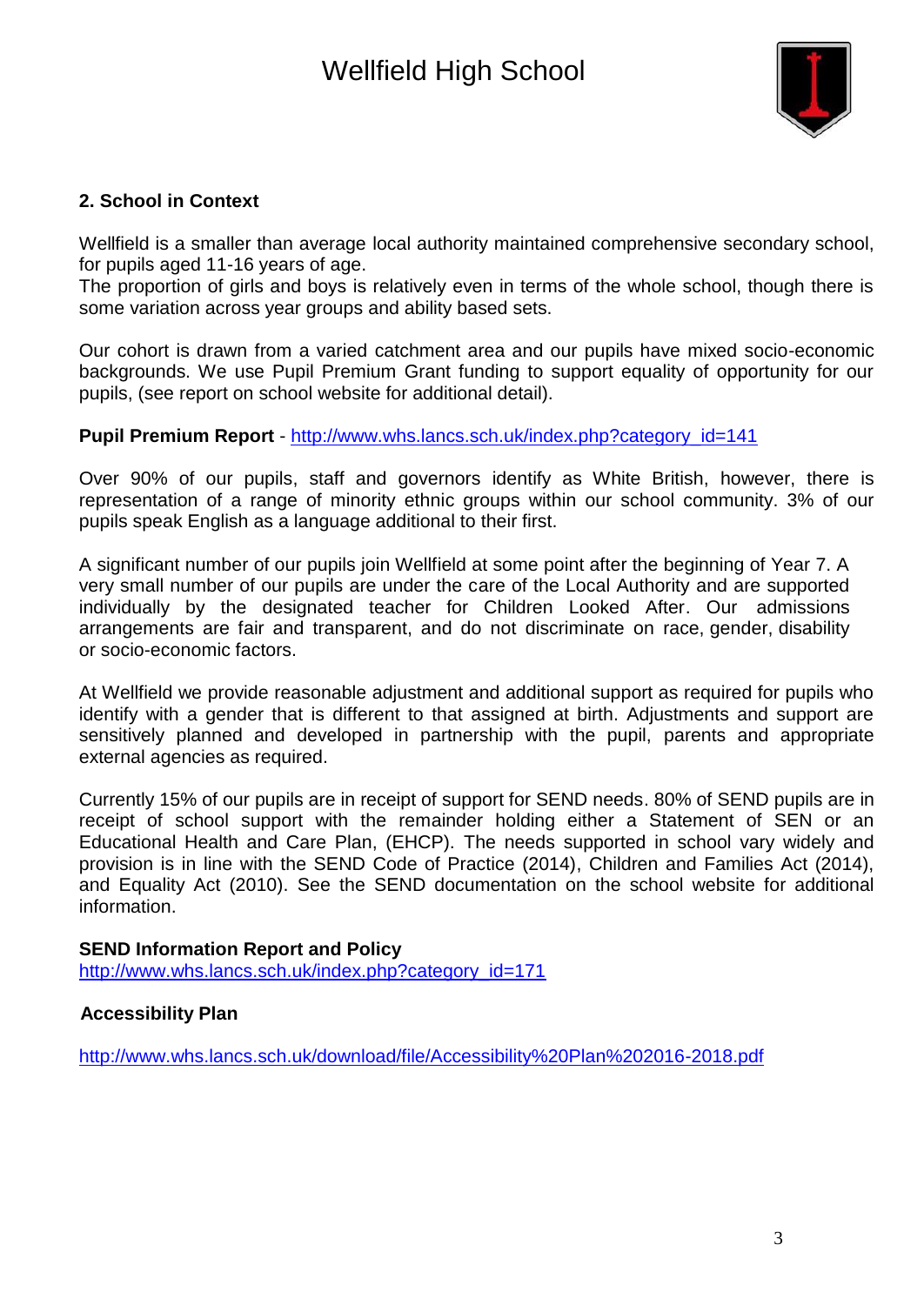## 2. School in Context

Wellfield is a smaller than average local authority maintained comprehensive secondary school, for pupils aged 11-16 years of age.
The proportion of girls and boys is relatively even in terms of the whole school, though there is some variation across year groups and ability based sets.

Our cohort is drawn from a varied catchment area and our pupils have mixed socio-economic backgrounds. We use Pupil Premium Grant funding to support equality of opportunity for our pupils, (see report on school website for additional detail).

**Pupil Premium Report** - http://www.whs.lancs.sch.uk/index.php?category_id=141

Over 90% of our pupils, staff and governors identify as White British, however, there is representation of a range of minority ethnic groups within our school community. 3% of our pupils speak English as a language additional to their first.

A significant number of our pupils join Wellfield at some point after the beginning of Year 7. A very small number of our pupils are under the care of the Local Authority and are supported individually by the designated teacher for Children Looked After. Our admissions arrangements are fair and transparent, and do not discriminate on race, gender, disability or socio-economic factors.

At Wellfield we provide reasonable adjustment and additional support as required for pupils who identify with a gender that is different to that assigned at birth. Adjustments and support are sensitively planned and developed in partnership with the pupil, parents and appropriate external agencies as required.

Currently 15% of our pupils are in receipt of support for SEND needs. 80% of SEND pupils are in receipt of school support with the remainder holding either a Statement of SEN or an Educational Health and Care Plan, (EHCP). The needs supported in school vary widely and provision is in line with the SEND Code of Practice (2014), Children and Families Act (2014), and Equality Act (2010). See the SEND documentation on the school website for additional information.

**SEND Information Report and Policy**
http://www.whs.lancs.sch.uk/index.php?category_id=171

**Accessibility Plan**

http://www.whs.lancs.sch.uk/download/file/Accessibility%20Plan%202016-2018.pdf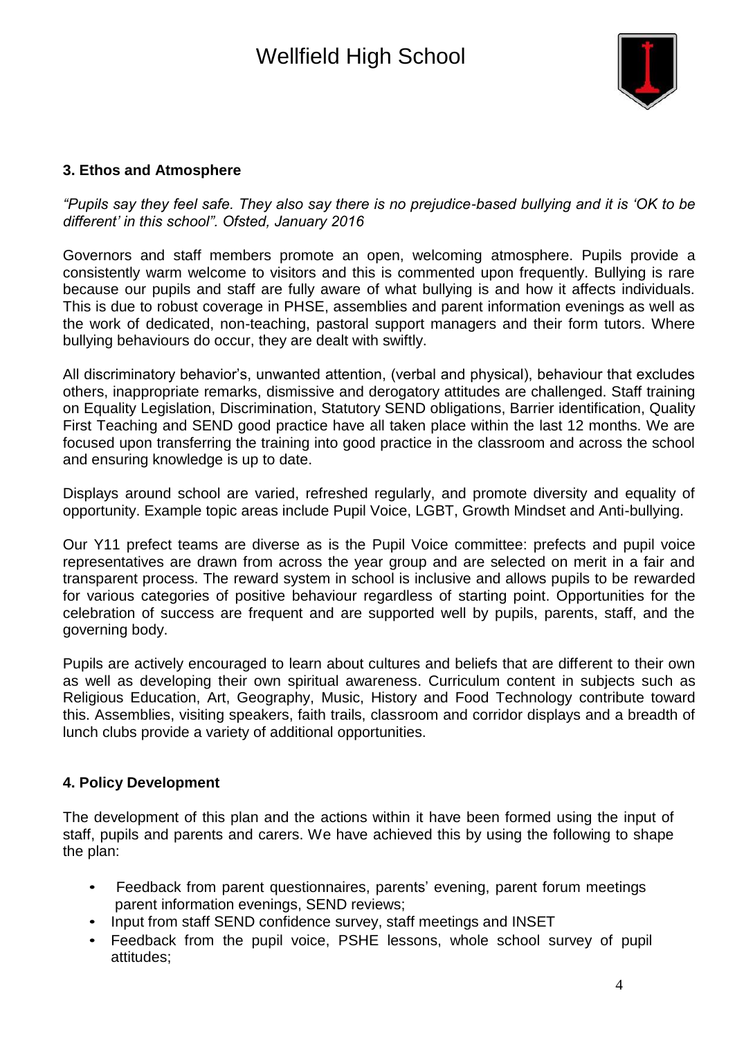## 3. Ethos and Atmosphere

*"Pupils say they feel safe. They also say there is no prejudice-based bullying and it is 'OK to be different' in this school". Ofsted, January 2016*

Governors and staff members promote an open, welcoming atmosphere. Pupils provide a consistently warm welcome to visitors and this is commented upon frequently. Bullying is rare because our pupils and staff are fully aware of what bullying is and how it affects individuals. This is due to robust coverage in PHSE, assemblies and parent information evenings as well as the work of dedicated, non-teaching, pastoral support managers and their form tutors. Where bullying behaviours do occur, they are dealt with swiftly.

All discriminatory behavior's, unwanted attention, (verbal and physical), behaviour that excludes others, inappropriate remarks, dismissive and derogatory attitudes are challenged. Staff training on Equality Legislation, Discrimination, Statutory SEND obligations, Barrier identification, Quality First Teaching and SEND good practice have all taken place within the last 12 months. We are focused upon transferring the training into good practice in the classroom and across the school and ensuring knowledge is up to date.

Displays around school are varied, refreshed regularly, and promote diversity and equality of opportunity. Example topic areas include Pupil Voice, LGBT, Growth Mindset and Anti-bullying.

Our Y11 prefect teams are diverse as is the Pupil Voice committee: prefects and pupil voice representatives are drawn from across the year group and are selected on merit in a fair and transparent process. The reward system in school is inclusive and allows pupils to be rewarded for various categories of positive behaviour regardless of starting point. Opportunities for the celebration of success are frequent and are supported well by pupils, parents, staff, and the governing body.

Pupils are actively encouraged to learn about cultures and beliefs that are different to their own as well as developing their own spiritual awareness. Curriculum content in subjects such as Religious Education, Art, Geography, Music, History and Food Technology contribute toward this. Assemblies, visiting speakers, faith trails, classroom and corridor displays and a breadth of lunch clubs provide a variety of additional opportunities.

## 4. Policy Development

The development of this plan and the actions within it have been formed using the input of staff, pupils and parents and carers. We have achieved this by using the following to shape the plan:

- Feedback from parent questionnaires, parents' evening, parent forum meetings parent information evenings, SEND reviews;
- Input from staff SEND confidence survey, staff meetings and INSET
- Feedback from the pupil voice, PSHE lessons, whole school survey of pupil attitudes;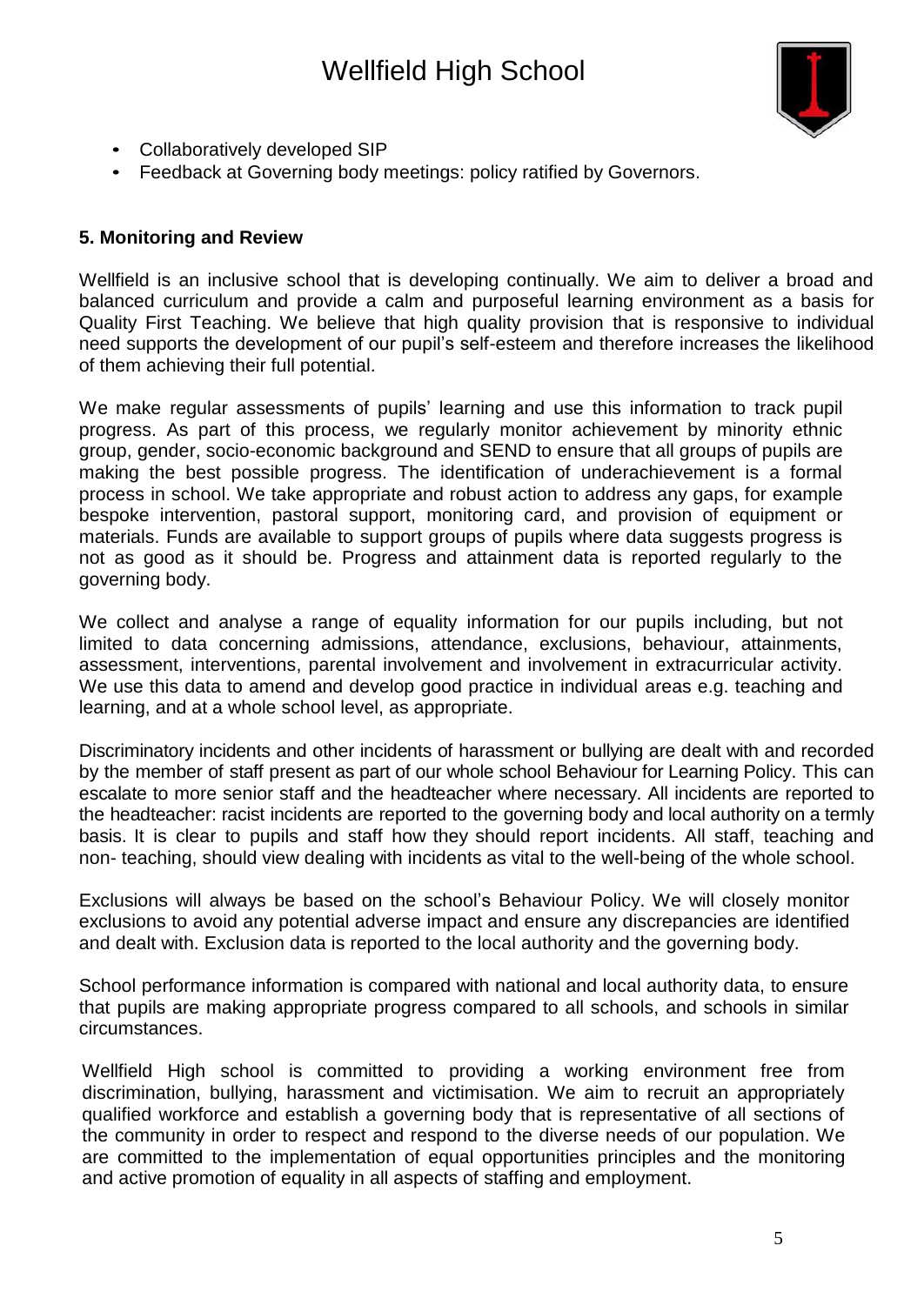- Collaboratively developed SIP
- Feedback at Governing body meetings: policy ratified by Governors.

**5. Monitoring and Review**

Wellfield is an inclusive school that is developing continually. We aim to deliver a broad and balanced curriculum and provide a calm and purposeful learning environment as a basis for Quality First Teaching. We believe that high quality provision that is responsive to individual need supports the development of our pupil's self-esteem and therefore increases the likelihood of them achieving their full potential.

We make regular assessments of pupils' learning and use this information to track pupil progress. As part of this process, we regularly monitor achievement by minority ethnic group, gender, socio-economic background and SEND to ensure that all groups of pupils are making the best possible progress. The identification of underachievement is a formal process in school. We take appropriate and robust action to address any gaps, for example bespoke intervention, pastoral support, monitoring card, and provision of equipment or materials. Funds are available to support groups of pupils where data suggests progress is not as good as it should be. Progress and attainment data is reported regularly to the governing body.

We collect and analyse a range of equality information for our pupils including, but not limited to data concerning admissions, attendance, exclusions, behaviour, attainments, assessment, interventions, parental involvement and involvement in extracurricular activity. We use this data to amend and develop good practice in individual areas e.g. teaching and learning, and at a whole school level, as appropriate.

Discriminatory incidents and other incidents of harassment or bullying are dealt with and recorded by the member of staff present as part of our whole school Behaviour for Learning Policy. This can escalate to more senior staff and the headteacher where necessary. All incidents are reported to the headteacher: racist incidents are reported to the governing body and local authority on a termly basis. It is clear to pupils and staff how they should report incidents. All staff, teaching and non- teaching, should view dealing with incidents as vital to the well-being of the whole school.

Exclusions will always be based on the school's Behaviour Policy. We will closely monitor exclusions to avoid any potential adverse impact and ensure any discrepancies are identified and dealt with. Exclusion data is reported to the local authority and the governing body.

School performance information is compared with national and local authority data, to ensure that pupils are making appropriate progress compared to all schools, and schools in similar circumstances.

Wellfield High school is committed to providing a working environment free from discrimination, bullying, harassment and victimisation. We aim to recruit an appropriately qualified workforce and establish a governing body that is representative of all sections of the community in order to respect and respond to the diverse needs of our population. We are committed to the implementation of equal opportunities principles and the monitoring and active promotion of equality in all aspects of staffing and employment.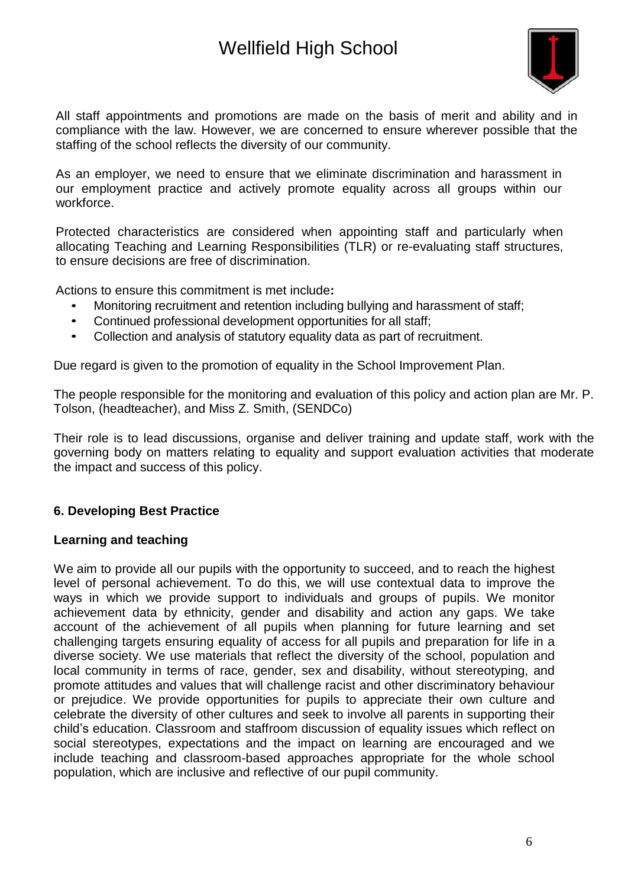All staff appointments and promotions are made on the basis of merit and ability and in compliance with the law. However, we are concerned to ensure wherever possible that the staffing of the school reflects the diversity of our community.

As an employer, we need to ensure that we eliminate discrimination and harassment in our employment practice and actively promote equality across all groups within our workforce.

Protected characteristics are considered when appointing staff and particularly when allocating Teaching and Learning Responsibilities (TLR) or re-evaluating staff structures, to ensure decisions are free of discrimination.

Actions to ensure this commitment is met include**:**

- Monitoring recruitment and retention including bullying and harassment of staff;
- Continued professional development opportunities for all staff;
- Collection and analysis of statutory equality data as part of recruitment.

Due regard is given to the promotion of equality in the School Improvement Plan.

The people responsible for the monitoring and evaluation of this policy and action plan are Mr. P. Tolson, (headteacher), and Miss Z. Smith, (SENDCo)

Their role is to lead discussions, organise and deliver training and update staff, work with the governing body on matters relating to equality and support evaluation activities that moderate the impact and success of this policy.

## 6. Developing Best Practice

### Learning and teaching

We aim to provide all our pupils with the opportunity to succeed, and to reach the highest level of personal achievement. To do this, we will use contextual data to improve the ways in which we provide support to individuals and groups of pupils. We monitor achievement data by ethnicity, gender and disability and action any gaps. We take account of the achievement of all pupils when planning for future learning and set challenging targets ensuring equality of access for all pupils and preparation for life in a diverse society. We use materials that reflect the diversity of the school, population and local community in terms of race, gender, sex and disability, without stereotyping, and promote attitudes and values that will challenge racist and other discriminatory behaviour or prejudice. We provide opportunities for pupils to appreciate their own culture and celebrate the diversity of other cultures and seek to involve all parents in supporting their child's education. Classroom and staffroom discussion of equality issues which reflect on social stereotypes, expectations and the impact on learning are encouraged and we include teaching and classroom-based approaches appropriate for the whole school population, which are inclusive and reflective of our pupil community.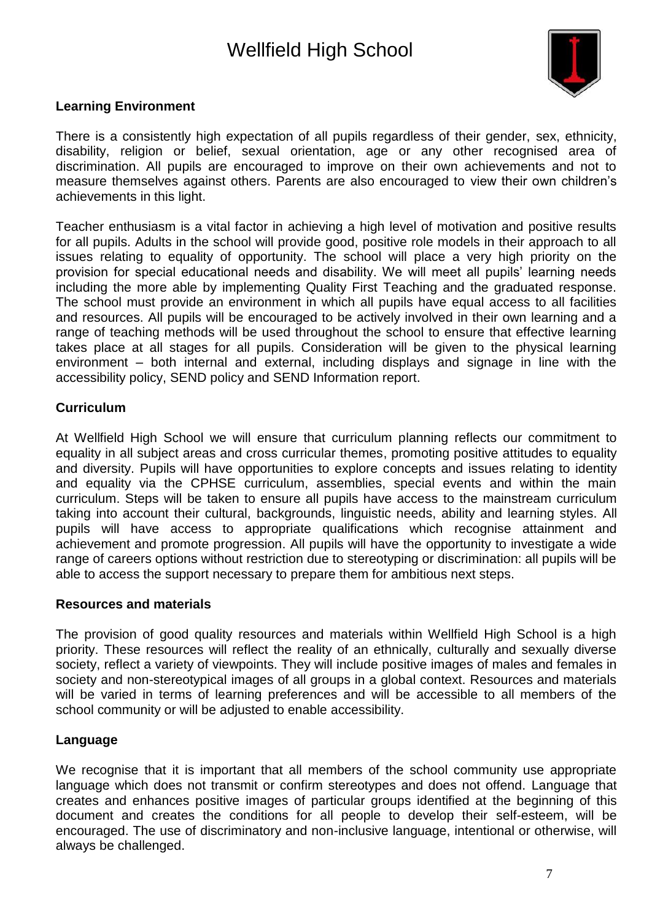### Learning Environment

There is a consistently high expectation of all pupils regardless of their gender, sex, ethnicity, disability, religion or belief, sexual orientation, age or any other recognised area of discrimination. All pupils are encouraged to improve on their own achievements and not to measure themselves against others. Parents are also encouraged to view their own children's achievements in this light.

Teacher enthusiasm is a vital factor in achieving a high level of motivation and positive results for all pupils. Adults in the school will provide good, positive role models in their approach to all issues relating to equality of opportunity. The school will place a very high priority on the provision for special educational needs and disability. We will meet all pupils' learning needs including the more able by implementing Quality First Teaching and the graduated response. The school must provide an environment in which all pupils have equal access to all facilities and resources. All pupils will be encouraged to be actively involved in their own learning and a range of teaching methods will be used throughout the school to ensure that effective learning takes place at all stages for all pupils. Consideration will be given to the physical learning environment – both internal and external, including displays and signage in line with the accessibility policy, SEND policy and SEND Information report.

### Curriculum

At Wellfield High School we will ensure that curriculum planning reflects our commitment to equality in all subject areas and cross curricular themes, promoting positive attitudes to equality and diversity. Pupils will have opportunities to explore concepts and issues relating to identity and equality via the CPHSE curriculum, assemblies, special events and within the main curriculum. Steps will be taken to ensure all pupils have access to the mainstream curriculum taking into account their cultural, backgrounds, linguistic needs, ability and learning styles. All pupils will have access to appropriate qualifications which recognise attainment and achievement and promote progression. All pupils will have the opportunity to investigate a wide range of careers options without restriction due to stereotyping or discrimination: all pupils will be able to access the support necessary to prepare them for ambitious next steps.

### Resources and materials

The provision of good quality resources and materials within Wellfield High School is a high priority. These resources will reflect the reality of an ethnically, culturally and sexually diverse society, reflect a variety of viewpoints. They will include positive images of males and females in society and non-stereotypical images of all groups in a global context. Resources and materials will be varied in terms of learning preferences and will be accessible to all members of the school community or will be adjusted to enable accessibility.

### Language

We recognise that it is important that all members of the school community use appropriate language which does not transmit or confirm stereotypes and does not offend. Language that creates and enhances positive images of particular groups identified at the beginning of this document and creates the conditions for all people to develop their self-esteem, will be encouraged. The use of discriminatory and non-inclusive language, intentional or otherwise, will always be challenged.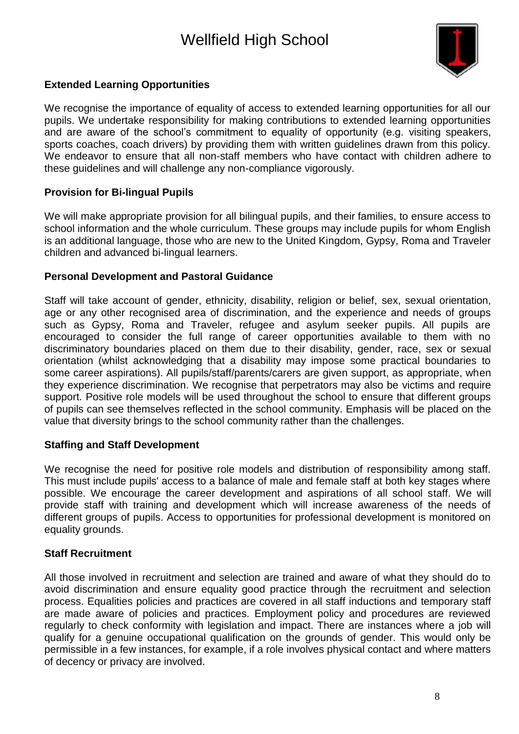**Extended Learning Opportunities**

We recognise the importance of equality of access to extended learning opportunities for all our pupils. We undertake responsibility for making contributions to extended learning opportunities and are aware of the school's commitment to equality of opportunity (e.g. visiting speakers, sports coaches, coach drivers) by providing them with written guidelines drawn from this policy. We endeavor to ensure that all non-staff members who have contact with children adhere to these guidelines and will challenge any non-compliance vigorously.

**Provision for Bi-lingual Pupils**

We will make appropriate provision for all bilingual pupils, and their families, to ensure access to school information and the whole curriculum. These groups may include pupils for whom English is an additional language, those who are new to the United Kingdom, Gypsy, Roma and Traveler children and advanced bi-lingual learners.

**Personal Development and Pastoral Guidance**

Staff will take account of gender, ethnicity, disability, religion or belief, sex, sexual orientation, age or any other recognised area of discrimination, and the experience and needs of groups such as Gypsy, Roma and Traveler, refugee and asylum seeker pupils. All pupils are encouraged to consider the full range of career opportunities available to them with no discriminatory boundaries placed on them due to their disability, gender, race, sex or sexual orientation (whilst acknowledging that a disability may impose some practical boundaries to some career aspirations). All pupils/staff/parents/carers are given support, as appropriate, when they experience discrimination. We recognise that perpetrators may also be victims and require support. Positive role models will be used throughout the school to ensure that different groups of pupils can see themselves reflected in the school community. Emphasis will be placed on the value that diversity brings to the school community rather than the challenges.

**Staffing and Staff Development**

We recognise the need for positive role models and distribution of responsibility among staff. This must include pupils' access to a balance of male and female staff at both key stages where possible. We encourage the career development and aspirations of all school staff. We will provide staff with training and development which will increase awareness of the needs of different groups of pupils. Access to opportunities for professional development is monitored on equality grounds.

**Staff Recruitment**

All those involved in recruitment and selection are trained and aware of what they should do to avoid discrimination and ensure equality good practice through the recruitment and selection process. Equalities policies and practices are covered in all staff inductions and temporary staff are made aware of policies and practices. Employment policy and procedures are reviewed regularly to check conformity with legislation and impact. There are instances where a job will qualify for a genuine occupational qualification on the grounds of gender. This would only be permissible in a few instances, for example, if a role involves physical contact and where matters of decency or privacy are involved.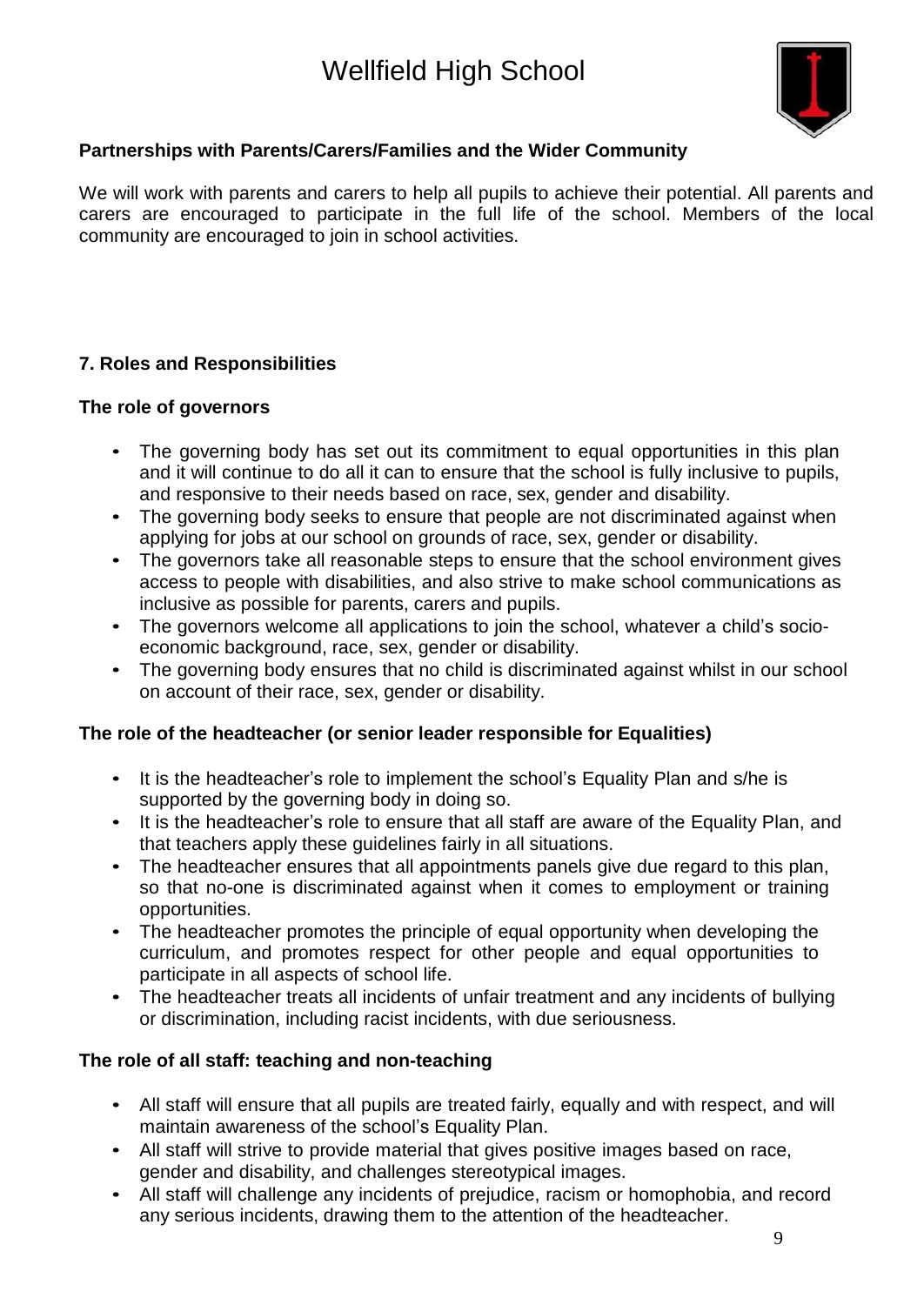**Partnerships with Parents/Carers/Families and the Wider Community**

We will work with parents and carers to help all pupils to achieve their potential. All parents and carers are encouraged to participate in the full life of the school. Members of the local community are encouraged to join in school activities.

## 7. Roles and Responsibilities

### The role of governors

- The governing body has set out its commitment to equal opportunities in this plan and it will continue to do all it can to ensure that the school is fully inclusive to pupils, and responsive to their needs based on race, sex, gender and disability.
- The governing body seeks to ensure that people are not discriminated against when applying for jobs at our school on grounds of race, sex, gender or disability.
- The governors take all reasonable steps to ensure that the school environment gives access to people with disabilities, and also strive to make school communications as inclusive as possible for parents, carers and pupils.
- The governors welcome all applications to join the school, whatever a child's socio-economic background, race, sex, gender or disability.
- The governing body ensures that no child is discriminated against whilst in our school on account of their race, sex, gender or disability.

### The role of the headteacher (or senior leader responsible for Equalities)

- It is the headteacher's role to implement the school's Equality Plan and s/he is supported by the governing body in doing so.
- It is the headteacher's role to ensure that all staff are aware of the Equality Plan, and that teachers apply these guidelines fairly in all situations.
- The headteacher ensures that all appointments panels give due regard to this plan, so that no-one is discriminated against when it comes to employment or training opportunities.
- The headteacher promotes the principle of equal opportunity when developing the curriculum, and promotes respect for other people and equal opportunities to participate in all aspects of school life.
- The headteacher treats all incidents of unfair treatment and any incidents of bullying or discrimination, including racist incidents, with due seriousness.

### The role of all staff: teaching and non-teaching

- All staff will ensure that all pupils are treated fairly, equally and with respect, and will maintain awareness of the school's Equality Plan.
- All staff will strive to provide material that gives positive images based on race, gender and disability, and challenges stereotypical images.
- All staff will challenge any incidents of prejudice, racism or homophobia, and record any serious incidents, drawing them to the attention of the headteacher.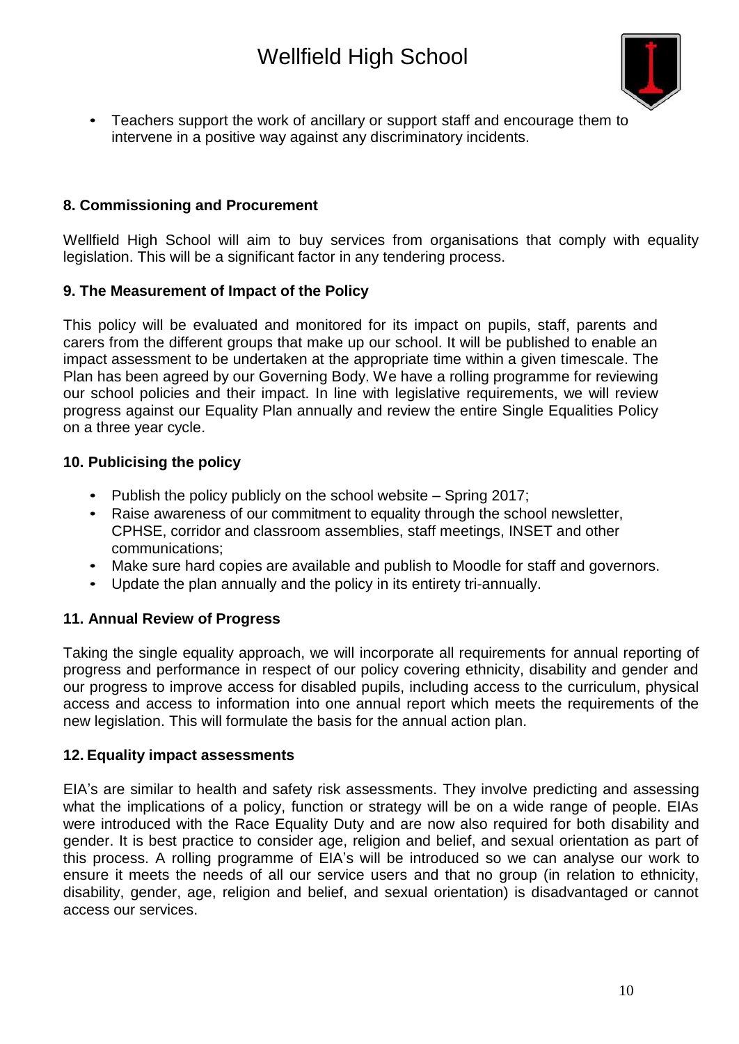- Teachers support the work of ancillary or support staff and encourage them to intervene in a positive way against any discriminatory incidents.

### 8. Commissioning and Procurement

Wellfield High School will aim to buy services from organisations that comply with equality legislation. This will be a significant factor in any tendering process.

### 9. The Measurement of Impact of the Policy

This policy will be evaluated and monitored for its impact on pupils, staff, parents and carers from the different groups that make up our school. It will be published to enable an impact assessment to be undertaken at the appropriate time within a given timescale. The Plan has been agreed by our Governing Body. We have a rolling programme for reviewing our school policies and their impact. In line with legislative requirements, we will review progress against our Equality Plan annually and review the entire Single Equalities Policy on a three year cycle.

### 10. Publicising the policy

- Publish the policy publicly on the school website – Spring 2017;
- Raise awareness of our commitment to equality through the school newsletter, CPHSE, corridor and classroom assemblies, staff meetings, INSET and other communications;
- Make sure hard copies are available and publish to Moodle for staff and governors.
- Update the plan annually and the policy in its entirety tri-annually.

### 11. Annual Review of Progress

Taking the single equality approach, we will incorporate all requirements for annual reporting of progress and performance in respect of our policy covering ethnicity, disability and gender and our progress to improve access for disabled pupils, including access to the curriculum, physical access and access to information into one annual report which meets the requirements of the new legislation. This will formulate the basis for the annual action plan.

### 12. Equality impact assessments

EIA's are similar to health and safety risk assessments. They involve predicting and assessing what the implications of a policy, function or strategy will be on a wide range of people. EIAs were introduced with the Race Equality Duty and are now also required for both disability and gender. It is best practice to consider age, religion and belief, and sexual orientation as part of this process. A rolling programme of EIA's will be introduced so we can analyse our work to ensure it meets the needs of all our service users and that no group (in relation to ethnicity, disability, gender, age, religion and belief, and sexual orientation) is disadvantaged or cannot access our services.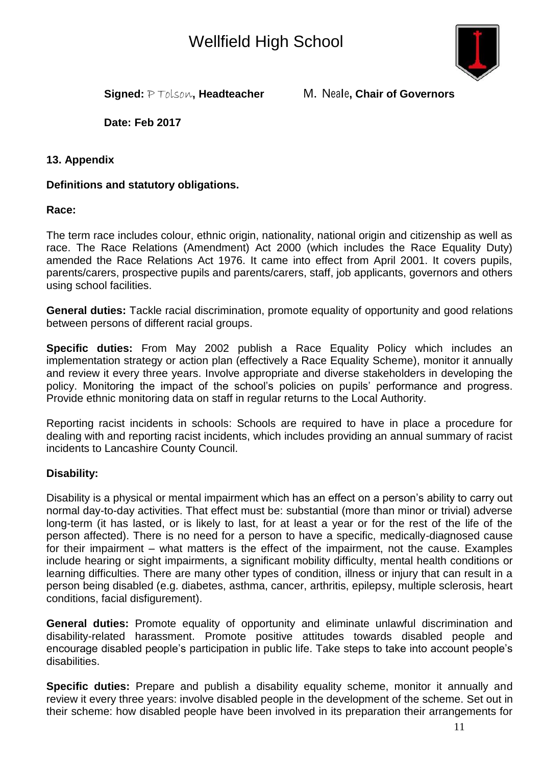**Signed:** P Tolson**, Headteacher** M. Neale**, Chair of Governors**

**Date: Feb 2017**

### 13. Appendix

**Definitions and statutory obligations.**

**Race:**

The term race includes colour, ethnic origin, nationality, national origin and citizenship as well as race. The Race Relations (Amendment) Act 2000 (which includes the Race Equality Duty) amended the Race Relations Act 1976. It came into effect from April 2001. It covers pupils, parents/carers, prospective pupils and parents/carers, staff, job applicants, governors and others using school facilities.

**General duties:** Tackle racial discrimination, promote equality of opportunity and good relations between persons of different racial groups.

**Specific duties:** From May 2002 publish a Race Equality Policy which includes an implementation strategy or action plan (effectively a Race Equality Scheme), monitor it annually and review it every three years. Involve appropriate and diverse stakeholders in developing the policy. Monitoring the impact of the school's policies on pupils' performance and progress. Provide ethnic monitoring data on staff in regular returns to the Local Authority.

Reporting racist incidents in schools: Schools are required to have in place a procedure for dealing with and reporting racist incidents, which includes providing an annual summary of racist incidents to Lancashire County Council.

**Disability:**

Disability is a physical or mental impairment which has an effect on a person's ability to carry out normal day-to-day activities. That effect must be: substantial (more than minor or trivial) adverse long-term (it has lasted, or is likely to last, for at least a year or for the rest of the life of the person affected). There is no need for a person to have a specific, medically-diagnosed cause for their impairment – what matters is the effect of the impairment, not the cause. Examples include hearing or sight impairments, a significant mobility difficulty, mental health conditions or learning difficulties. There are many other types of condition, illness or injury that can result in a person being disabled (e.g. diabetes, asthma, cancer, arthritis, epilepsy, multiple sclerosis, heart conditions, facial disfigurement).

**General duties:** Promote equality of opportunity and eliminate unlawful discrimination and disability-related harassment. Promote positive attitudes towards disabled people and encourage disabled people's participation in public life. Take steps to take into account people's disabilities.

**Specific duties:** Prepare and publish a disability equality scheme, monitor it annually and review it every three years: involve disabled people in the development of the scheme. Set out in their scheme: how disabled people have been involved in its preparation their arrangements for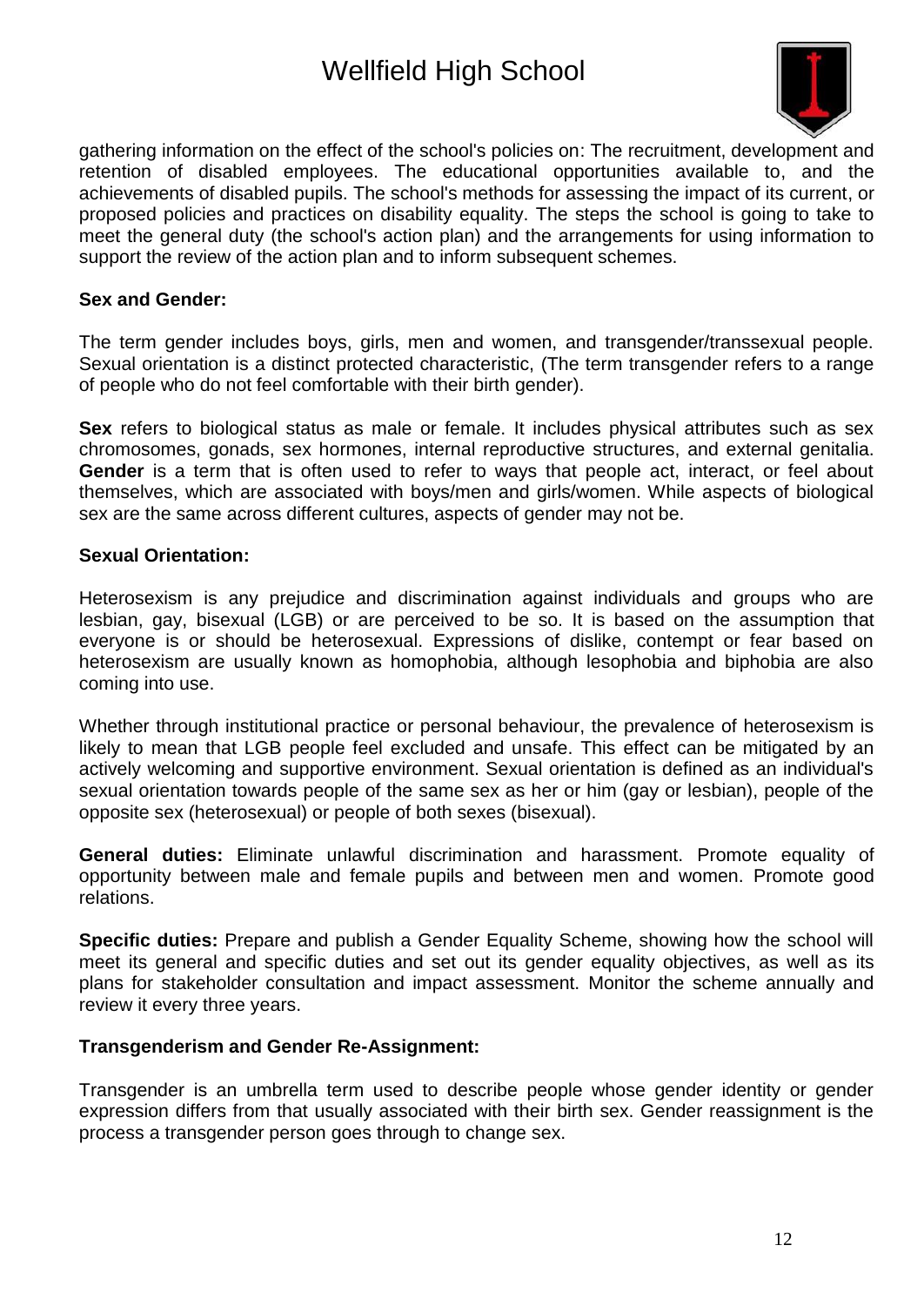gathering information on the effect of the school's policies on: The recruitment, development and retention of disabled employees. The educational opportunities available to, and the achievements of disabled pupils. The school's methods for assessing the impact of its current, or proposed policies and practices on disability equality. The steps the school is going to take to meet the general duty (the school's action plan) and the arrangements for using information to support the review of the action plan and to inform subsequent schemes.

**Sex and Gender:**

The term gender includes boys, girls, men and women, and transgender/transsexual people. Sexual orientation is a distinct protected characteristic, (The term transgender refers to a range of people who do not feel comfortable with their birth gender).

**Sex** refers to biological status as male or female. It includes physical attributes such as sex chromosomes, gonads, sex hormones, internal reproductive structures, and external genitalia. **Gender** is a term that is often used to refer to ways that people act, interact, or feel about themselves, which are associated with boys/men and girls/women. While aspects of biological sex are the same across different cultures, aspects of gender may not be.

**Sexual Orientation:**

Heterosexism is any prejudice and discrimination against individuals and groups who are lesbian, gay, bisexual (LGB) or are perceived to be so. It is based on the assumption that everyone is or should be heterosexual. Expressions of dislike, contempt or fear based on heterosexism are usually known as homophobia, although lesophobia and biphobia are also coming into use.

Whether through institutional practice or personal behaviour, the prevalence of heterosexism is likely to mean that LGB people feel excluded and unsafe. This effect can be mitigated by an actively welcoming and supportive environment. Sexual orientation is defined as an individual's sexual orientation towards people of the same sex as her or him (gay or lesbian), people of the opposite sex (heterosexual) or people of both sexes (bisexual).

**General duties:** Eliminate unlawful discrimination and harassment. Promote equality of opportunity between male and female pupils and between men and women. Promote good relations.

**Specific duties:** Prepare and publish a Gender Equality Scheme, showing how the school will meet its general and specific duties and set out its gender equality objectives, as well as its plans for stakeholder consultation and impact assessment. Monitor the scheme annually and review it every three years.

**Transgenderism and Gender Re-Assignment:**

Transgender is an umbrella term used to describe people whose gender identity or gender expression differs from that usually associated with their birth sex. Gender reassignment is the process a transgender person goes through to change sex.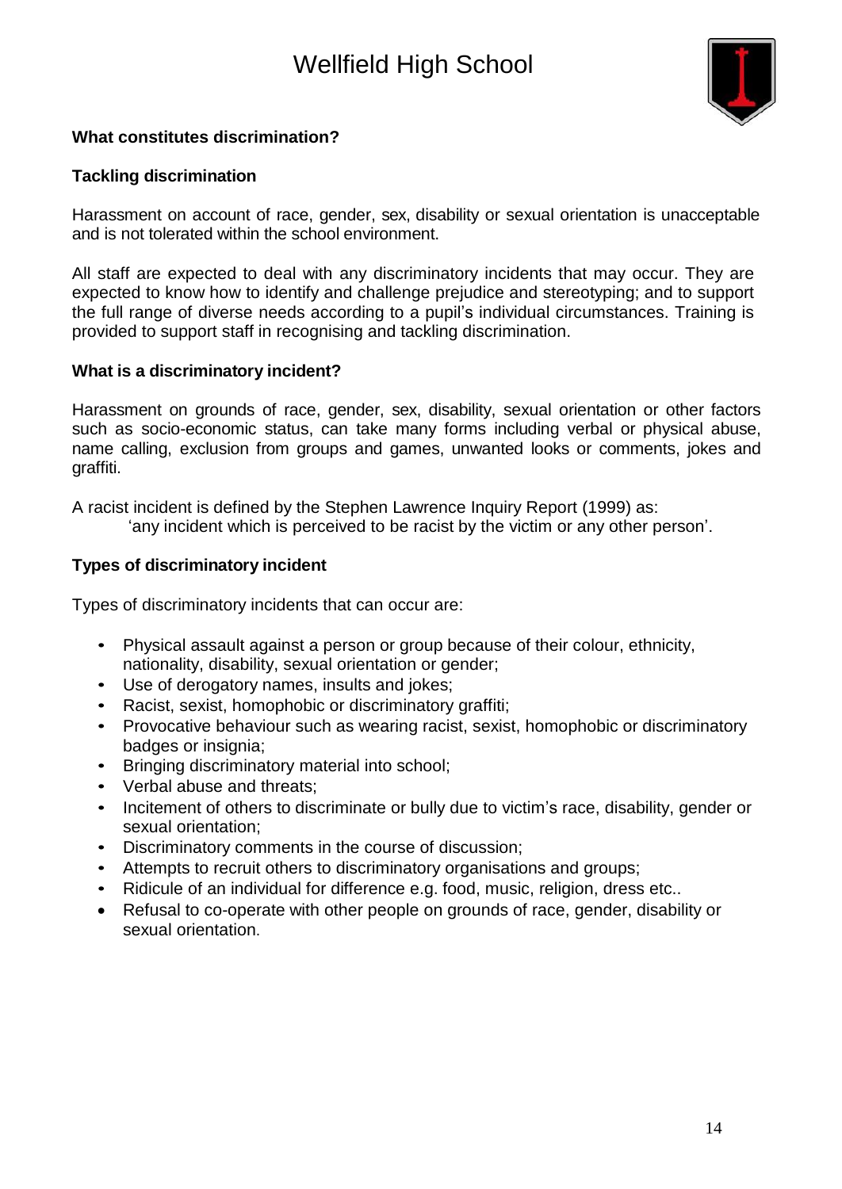**What constitutes discrimination?**

**Tackling discrimination**

Harassment on account of race, gender, sex, disability or sexual orientation is unacceptable and is not tolerated within the school environment.

All staff are expected to deal with any discriminatory incidents that may occur. They are expected to know how to identify and challenge prejudice and stereotyping; and to support the full range of diverse needs according to a pupil's individual circumstances. Training is provided to support staff in recognising and tackling discrimination.

**What is a discriminatory incident?**

Harassment on grounds of race, gender, sex, disability, sexual orientation or other factors such as socio-economic status, can take many forms including verbal or physical abuse, name calling, exclusion from groups and games, unwanted looks or comments, jokes and graffiti.

A racist incident is defined by the Stephen Lawrence Inquiry Report (1999) as:

'any incident which is perceived to be racist by the victim or any other person'.

**Types of discriminatory incident**

Types of discriminatory incidents that can occur are:

- Physical assault against a person or group because of their colour, ethnicity, nationality, disability, sexual orientation or gender;
- Use of derogatory names, insults and jokes;
- Racist, sexist, homophobic or discriminatory graffiti;
- Provocative behaviour such as wearing racist, sexist, homophobic or discriminatory badges or insignia;
- Bringing discriminatory material into school;
- Verbal abuse and threats;
- Incitement of others to discriminate or bully due to victim's race, disability, gender or sexual orientation;
- Discriminatory comments in the course of discussion;
- Attempts to recruit others to discriminatory organisations and groups;
- Ridicule of an individual for difference e.g. food, music, religion, dress etc..
- Refusal to co-operate with other people on grounds of race, gender, disability or sexual orientation.